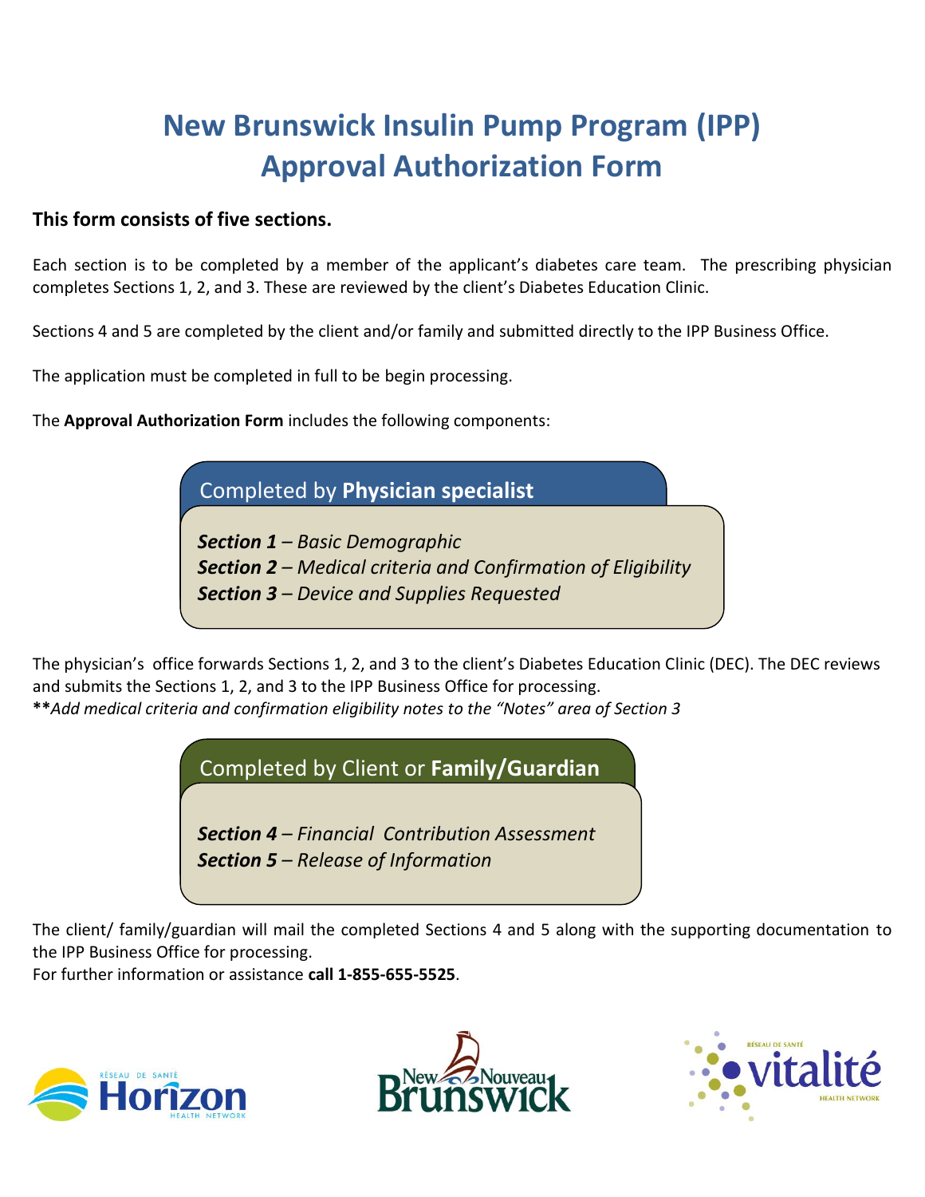# New Brunswick Insulin Pump Program (IPP) Approval Authorization Form

**This form consists of five sections.**

Each section is to be completed by a member of the applicant's diabetes care team. The prescribing physician completes Sections 1, 2, and 3. These are reviewed by the client's Diabetes Education Clinic.

Sections 4 and 5 are completed by the client and/or family and submitted directly to the IPP Business Office.

The application must be completed in full to be begin processing.

The **Approval Authorization Form** includes the following components:

Completed by **Physician specialist**

***Section 1*** *– Basic Demographic*
***Section 2*** *– Medical criteria and Confirmation of Eligibility*
***Section 3*** *– Device and Supplies Requested*

The physician's office forwards Sections 1, 2, and 3 to the client's Diabetes Education Clinic (DEC). The DEC reviews and submits the Sections 1, 2, and 3 to the IPP Business Office for processing.
**\*\****Add medical criteria and confirmation eligibility notes to the "Notes" area of Section 3*

Completed by Client or **Family/Guardian**

***Section 4*** *– Financial Contribution Assessment*
***Section 5*** *– Release of Information*

The client/ family/guardian will mail the completed Sections 4 and 5 along with the supporting documentation to the IPP Business Office for processing.
For further information or assistance **call 1-855-655-5525**.

Réseau de santé Horizon Health Network | New Nouveau Brunswick | Réseau de santé Vitalité Health Network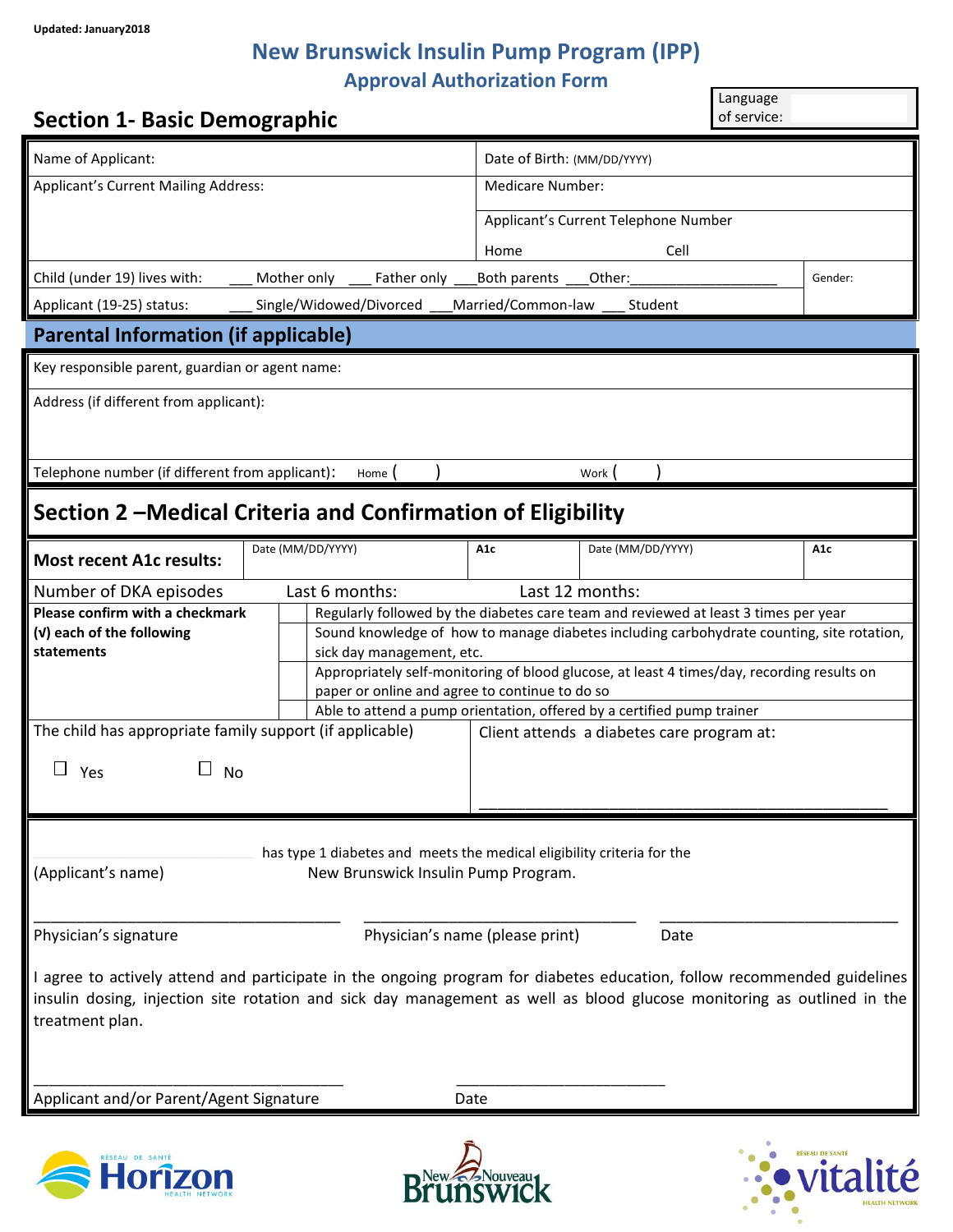Updated: January2018

# New Brunswick Insulin Pump Program (IPP)

## Approval Authorization Form

| Language of service: | |
|---|---|

## Section 1- Basic Demographic

| Name of Applicant: | Date of Birth: (MM/DD/YYYY) |
|---|---|
| Applicant's Current Mailing Address: | Medicare Number: |
| | Applicant's Current Telephone Number<br>Home Cell |
| Child (under 19) lives with: ___ Mother only ___ Father only ___Both parents ___Other:__________________ | Gender: |
| Applicant (19-25) status: ___ Single/Widowed/Divorced ___Married/Common-law ___ Student | |

## Parental Information (if applicable)

| Key responsible parent, guardian or agent name: |
|---|
| Address (if different from applicant): |
| Telephone number (if different from applicant): Home ( ) Work ( ) |

## Section 2 –Medical Criteria and Confirmation of Eligibility

| Most recent A1c results: | Date (MM/DD/YYYY) | A1c | Date (MM/DD/YYYY) | A1c |
|---|---|---|---|---|

Number of DKA episodes Last 6 months: Last 12 months:

| Please confirm with a checkmark (√) each of the following statements | | |
|---|---|---|
| | | Regularly followed by the diabetes care team and reviewed at least 3 times per year |
| | | Sound knowledge of how to manage diabetes including carbohydrate counting, site rotation, sick day management, etc. |
| | | Appropriately self-monitoring of blood glucose, at least 4 times/day, recording results on paper or online and agree to continue to do so |
| | | Able to attend a pump orientation, offered by a certified pump trainer |

The child has appropriate family support (if applicable)

☐ Yes ☐ No

Client attends a diabetes care program at:

_______________________________________________

__________________ has type 1 diabetes and meets the medical eligibility criteria for the
(Applicant's name) New Brunswick Insulin Pump Program.

_________________________________ _________________________________ _____________________________
Physician's signature Physician's name (please print) Date

I agree to actively attend and participate in the ongoing program for diabetes education, follow recommended guidelines insulin dosing, injection site rotation and sick day management as well as blood glucose monitoring as outlined in the treatment plan.

_________________________________ _____________________________
Applicant and/or Parent/Agent Signature Date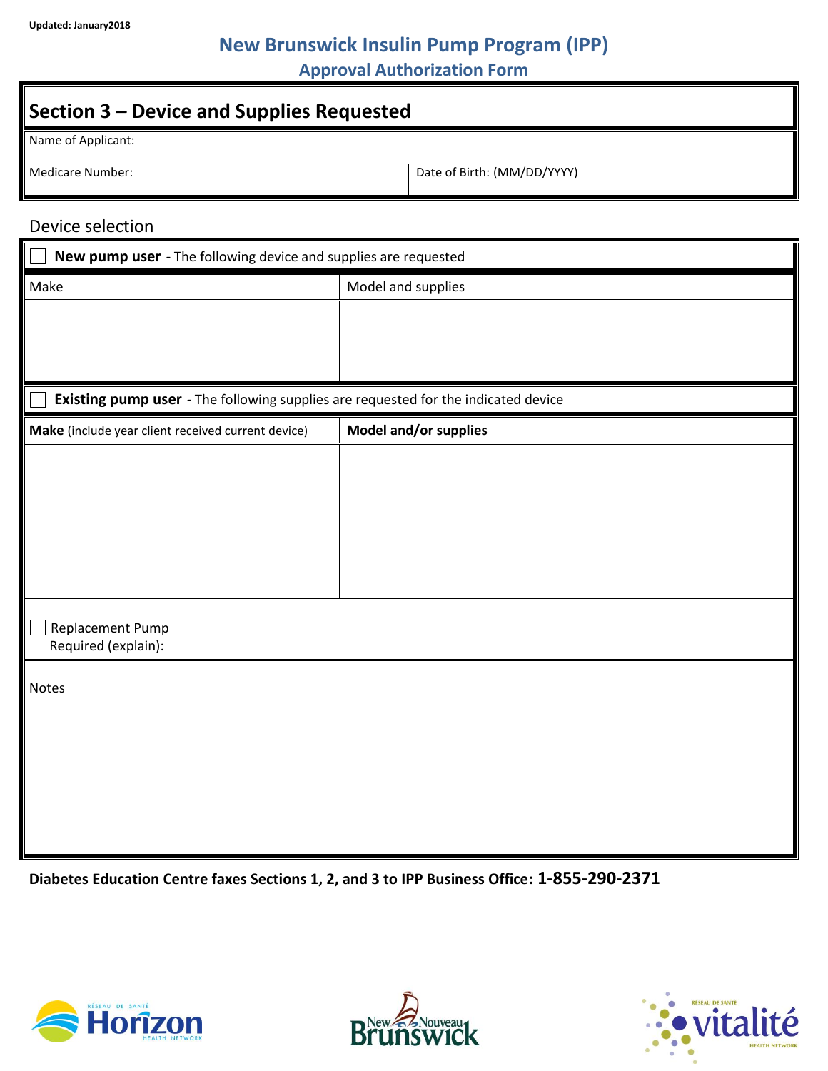Updated: January2018

# New Brunswick Insulin Pump Program (IPP)

## Approval Authorization Form

## Section 3 – Device and Supplies Requested

| Name of Applicant: | |
|---|---|
| Medicare Number: | Date of Birth: (MM/DD/YYYY) |

### Device selection

☐ **New pump user** - The following device and supplies are requested

| Make | Model and supplies |
|---|---|
| | |

☐ **Existing pump user** - The following supplies are requested for the indicated device

| **Make** (include year client received current device) | **Model and/or supplies** |
|---|---|
| | |

☐ Replacement Pump Required (explain):

Notes

**Diabetes Education Centre faxes Sections 1, 2, and 3 to IPP Business Office: 1-855-290-2371**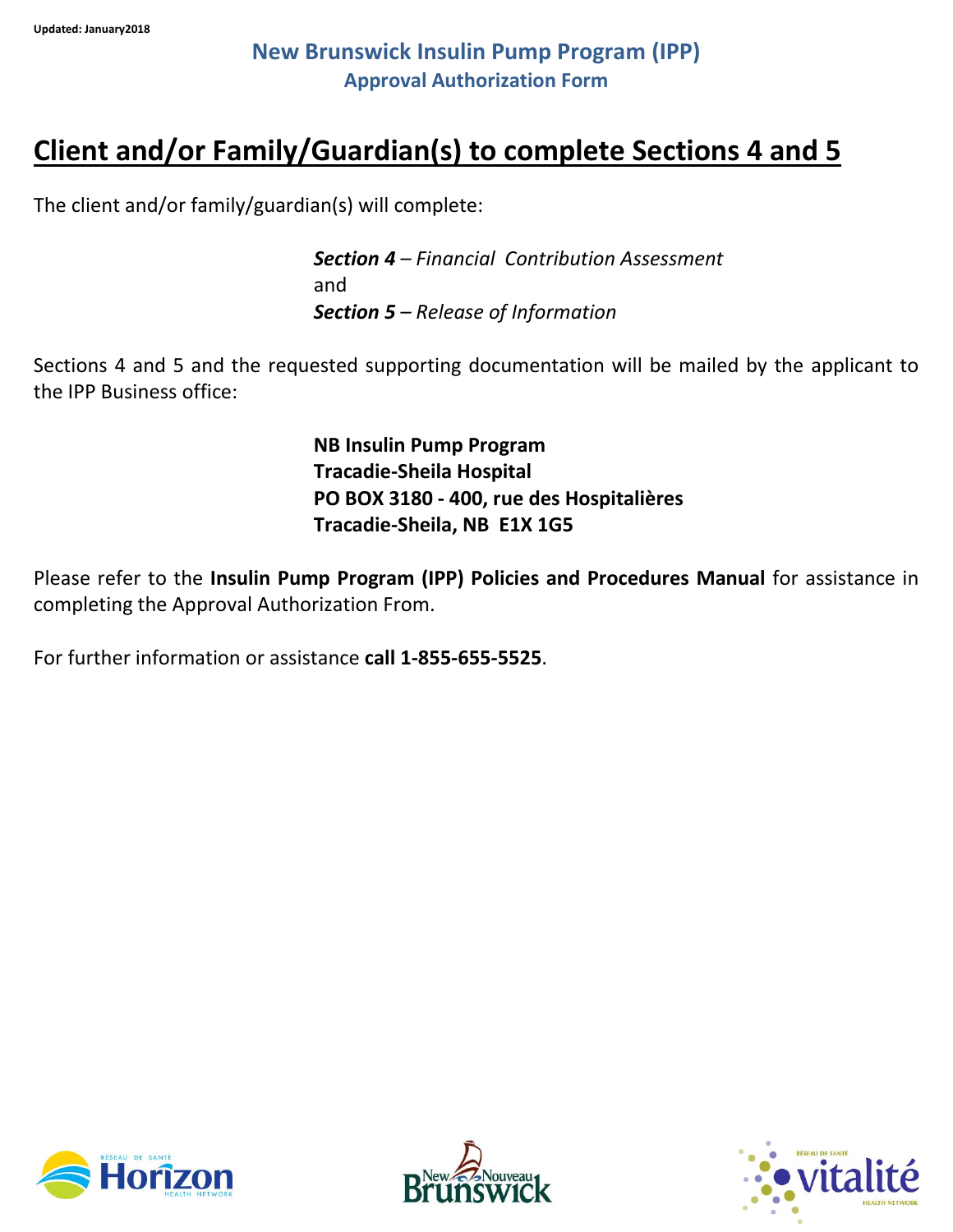Updated: January2018

**New Brunswick Insulin Pump Program (IPP)**
**Approval Authorization Form**

# Client and/or Family/Guardian(s) to complete Sections 4 and 5

The client and/or family/guardian(s) will complete:

***Section 4*** *– Financial Contribution Assessment*
and
***Section 5*** *– Release of Information*

Sections 4 and 5 and the requested supporting documentation will be mailed by the applicant to the IPP Business office:

**NB Insulin Pump Program**
**Tracadie-Sheila Hospital**
**PO BOX 3180 - 400, rue des Hospitalières**
**Tracadie-Sheila, NB E1X 1G5**

Please refer to the **Insulin Pump Program (IPP) Policies and Procedures Manual** for assistance in completing the Approval Authorization From.

For further information or assistance **call 1-855-655-5525**.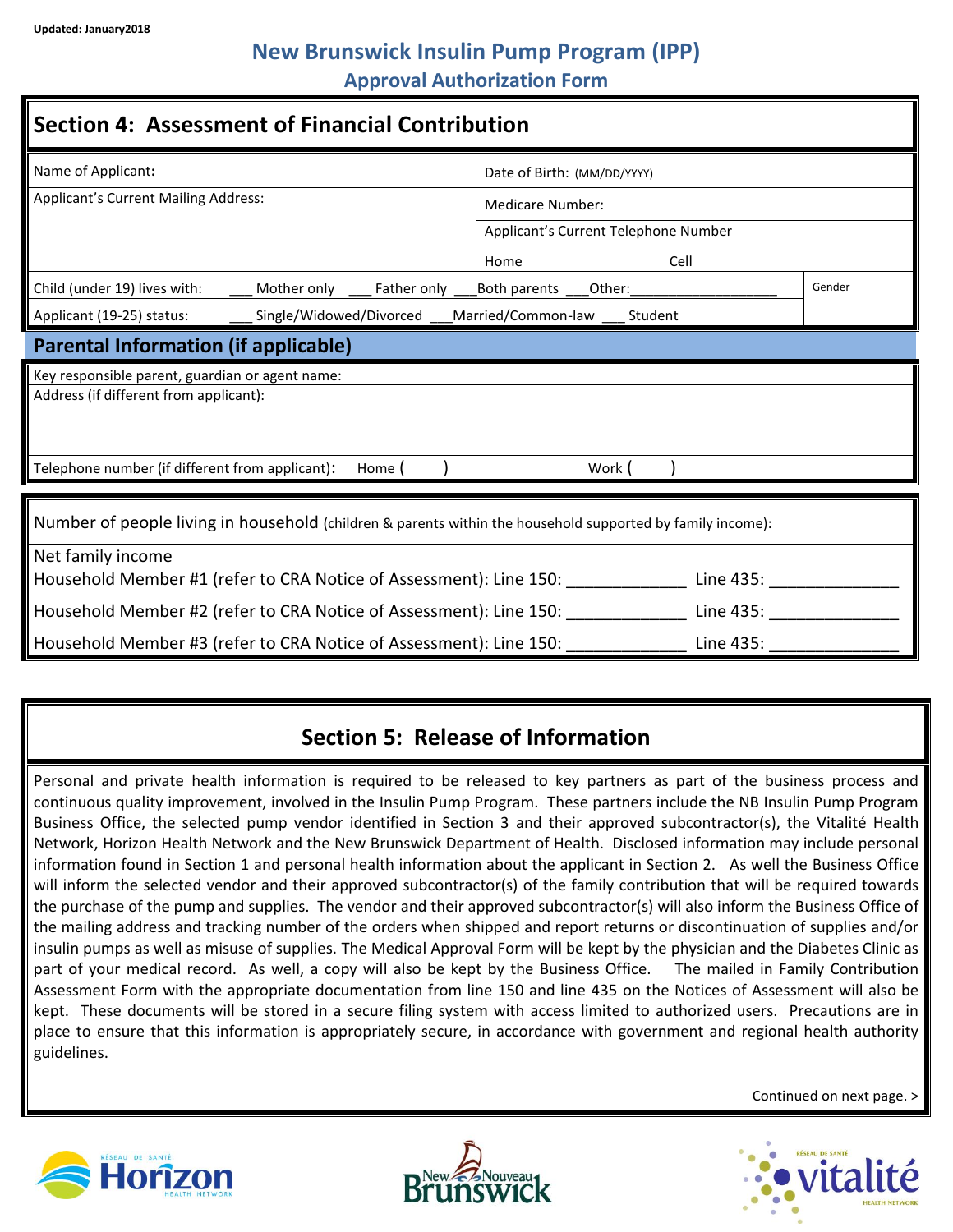Updated: January2018

# New Brunswick Insulin Pump Program (IPP)

## Approval Authorization Form

## Section 4: Assessment of Financial Contribution

| Name of Applicant: | Date of Birth: (MM/DD/YYYY) |
|---|---|
| Applicant's Current Mailing Address: | Medicare Number: |
| | Applicant's Current Telephone Number<br>Home Cell |

Child (under 19) lives with: ___ Mother only ___ Father only ___Both parents ___Other:__________________ Gender

Applicant (19-25) status: ___ Single/Widowed/Divorced ___Married/Common-law ___ Student

### Parental Information (if applicable)

Key responsible parent, guardian or agent name:

Address (if different from applicant):

Telephone number (if different from applicant): Home ( ) Work ( )

Number of people living in household (children & parents within the household supported by family income):

Net family income

Household Member #1 (refer to CRA Notice of Assessment): Line 150: ____________ Line 435: _____________

Household Member #2 (refer to CRA Notice of Assessment): Line 150: ____________ Line 435: _____________

Household Member #3 (refer to CRA Notice of Assessment): Line 150: ____________ Line 435: _____________

## Section 5: Release of Information

Personal and private health information is required to be released to key partners as part of the business process and continuous quality improvement, involved in the Insulin Pump Program. These partners include the NB Insulin Pump Program Business Office, the selected pump vendor identified in Section 3 and their approved subcontractor(s), the Vitalité Health Network, Horizon Health Network and the New Brunswick Department of Health. Disclosed information may include personal information found in Section 1 and personal health information about the applicant in Section 2. As well the Business Office will inform the selected vendor and their approved subcontractor(s) of the family contribution that will be required towards the purchase of the pump and supplies. The vendor and their approved subcontractor(s) will also inform the Business Office of the mailing address and tracking number of the orders when shipped and report returns or discontinuation of supplies and/or insulin pumps as well as misuse of supplies. The Medical Approval Form will be kept by the physician and the Diabetes Clinic as part of your medical record. As well, a copy will also be kept by the Business Office. The mailed in Family Contribution Assessment Form with the appropriate documentation from line 150 and line 435 on the Notices of Assessment will also be kept. These documents will be stored in a secure filing system with access limited to authorized users. Precautions are in place to ensure that this information is appropriately secure, in accordance with government and regional health authority guidelines.

Continued on next page. >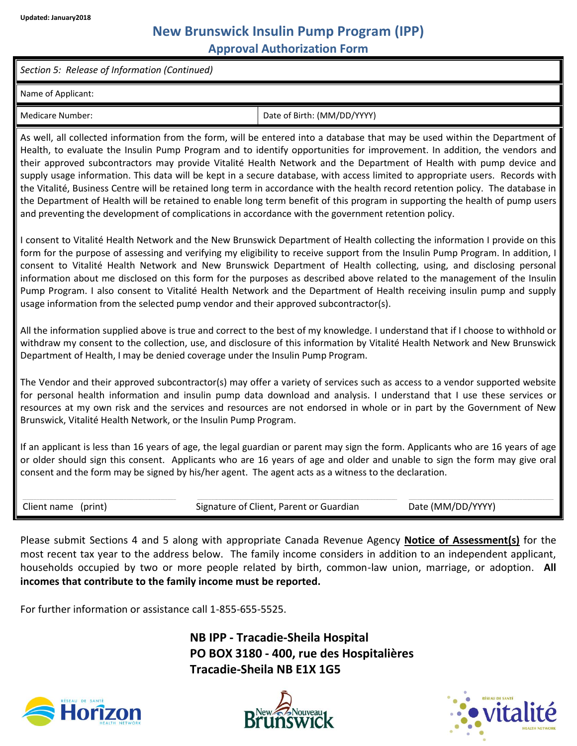Updated: January2018

# New Brunswick Insulin Pump Program (IPP)

## Approval Authorization Form

*Section 5: Release of Information (Continued)*

| | |
|---|---|
| Name of Applicant: | |
| Medicare Number: | Date of Birth: (MM/DD/YYYY) |

As well, all collected information from the form, will be entered into a database that may be used within the Department of Health, to evaluate the Insulin Pump Program and to identify opportunities for improvement. In addition, the vendors and their approved subcontractors may provide Vitalité Health Network and the Department of Health with pump device and supply usage information. This data will be kept in a secure database, with access limited to appropriate users. Records with the Vitalité, Business Centre will be retained long term in accordance with the health record retention policy. The database in the Department of Health will be retained to enable long term benefit of this program in supporting the health of pump users and preventing the development of complications in accordance with the government retention policy.

I consent to Vitalité Health Network and the New Brunswick Department of Health collecting the information I provide on this form for the purpose of assessing and verifying my eligibility to receive support from the Insulin Pump Program. In addition, I consent to Vitalité Health Network and New Brunswick Department of Health collecting, using, and disclosing personal information about me disclosed on this form for the purposes as described above related to the management of the Insulin Pump Program. I also consent to Vitalité Health Network and the Department of Health receiving insulin pump and supply usage information from the selected pump vendor and their approved subcontractor(s).

All the information supplied above is true and correct to the best of my knowledge. I understand that if I choose to withhold or withdraw my consent to the collection, use, and disclosure of this information by Vitalité Health Network and New Brunswick Department of Health, I may be denied coverage under the Insulin Pump Program.

The Vendor and their approved subcontractor(s) may offer a variety of services such as access to a vendor supported website for personal health information and insulin pump data download and analysis. I understand that I use these services or resources at my own risk and the services and resources are not endorsed in whole or in part by the Government of New Brunswick, Vitalité Health Network, or the Insulin Pump Program.

If an applicant is less than 16 years of age, the legal guardian or parent may sign the form. Applicants who are 16 years of age or older should sign this consent. Applicants who are 16 years of age and older and unable to sign the form may give oral consent and the form may be signed by his/her agent. The agent acts as a witness to the declaration.

| | | |
|---|---|---|
| Client name (print) | Signature of Client, Parent or Guardian | Date (MM/DD/YYYY) |

Please submit Sections 4 and 5 along with appropriate Canada Revenue Agency **Notice of Assessment(s)** for the most recent tax year to the address below. The family income considers in addition to an independent applicant, households occupied by two or more people related by birth, common-law union, marriage, or adoption. **All incomes that contribute to the family income must be reported.**

For further information or assistance call 1-855-655-5525.

**NB IPP - Tracadie-Sheila Hospital**
**PO BOX 3180 - 400, rue des Hospitalières**
**Tracadie-Sheila NB E1X 1G5**